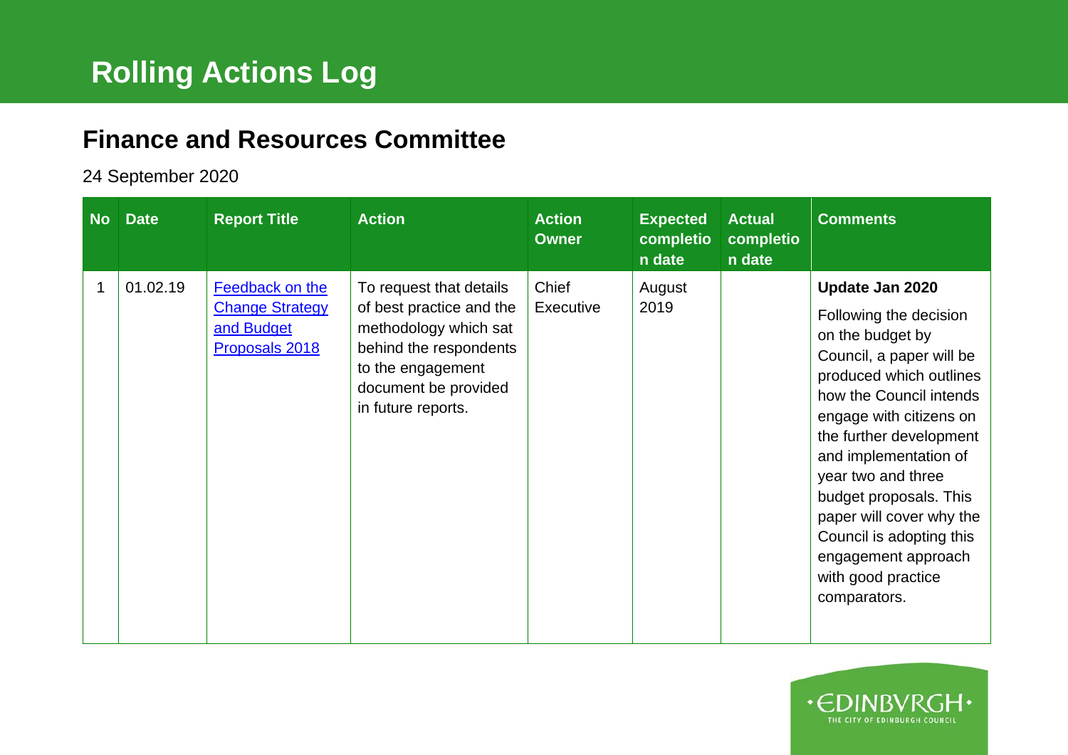# Rolling Actions Log

## Finance and Resources Committee

24 September 2020

| No | Date | Report Title | Action | Action Owner | Expected completion date | Actual completion date | Comments |
|---|---|---|---|---|---|---|---|
| 1 | 01.02.19 | Feedback on the Change Strategy and Budget Proposals 2018 | To request that details of best practice and the methodology which sat behind the respondents to the engagement document be provided in future reports. | Chief Executive | August 2019 | | **Update Jan 2020** Following the decision on the budget by Council, a paper will be produced which outlines how the Council intends engage with citizens on the further development and implementation of year two and three budget proposals. This paper will cover why the Council is adopting this engagement approach with good practice comparators. |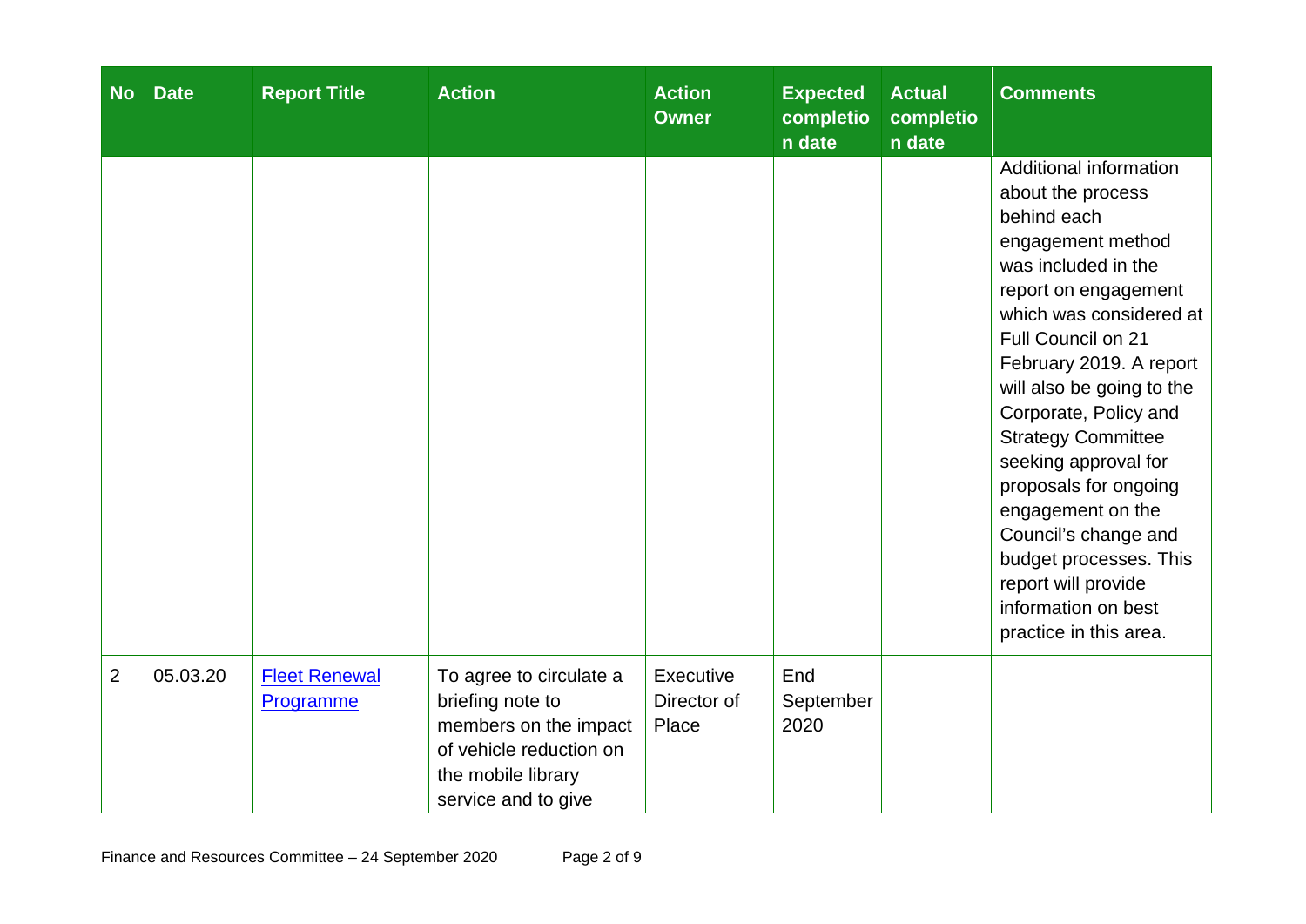| No | Date | Report Title | Action | Action Owner | Expected completion date | Actual completion date | Comments |
|---|---|---|---|---|---|---|---|
| | | | | | | | Additional information about the process behind each engagement method was included in the report on engagement which was considered at Full Council on 21 February 2019. A report will also be going to the Corporate, Policy and Strategy Committee seeking approval for proposals for ongoing engagement on the Council's change and budget processes. This report will provide information on best practice in this area. |
| 2 | 05.03.20 | [Fleet Renewal Programme]() | To agree to circulate a briefing note to members on the impact of vehicle reduction on the mobile library service and to give | Executive Director of Place | End September 2020 | | |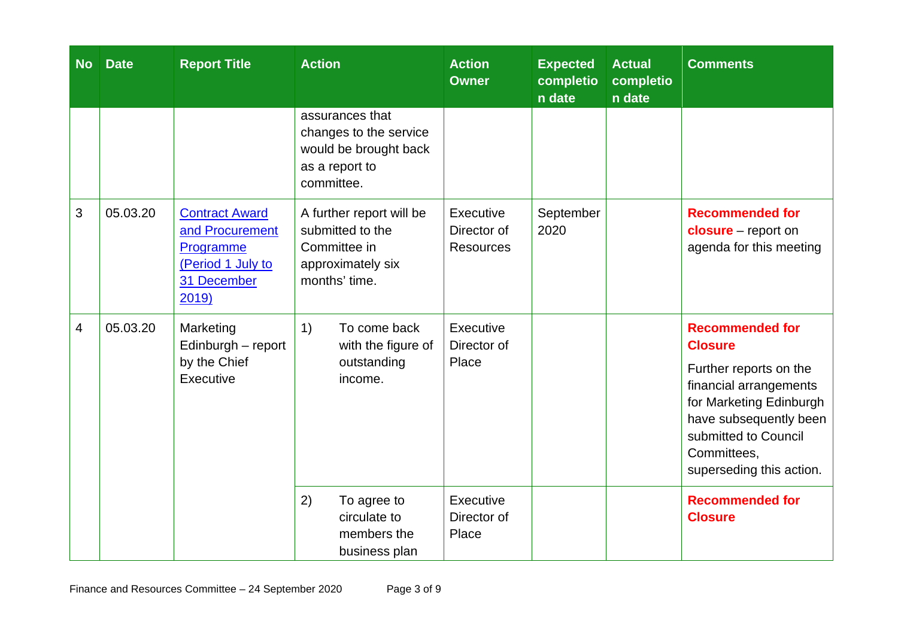| No | Date | Report Title | Action | Action Owner | Expected completion date | Actual completion date | Comments |
|---|---|---|---|---|---|---|---|
| | | | assurances that changes to the service would be brought back as a report to committee. | | | | |
| 3 | 05.03.20 | Contract Award and Procurement Programme (Period 1 July to 31 December 2019) | A further report will be submitted to the Committee in approximately six months' time. | Executive Director of Resources | September 2020 | | **Recommended for closure** – report on agenda for this meeting |
| 4 | 05.03.20 | Marketing Edinburgh – report by the Chief Executive | 1) To come back with the figure of outstanding income. | Executive Director of Place | | | **Recommended for Closure** Further reports on the financial arrangements for Marketing Edinburgh have subsequently been submitted to Council Committees, superseding this action. |
| | | | 2) To agree to circulate to members the business plan | Executive Director of Place | | | **Recommended for Closure** |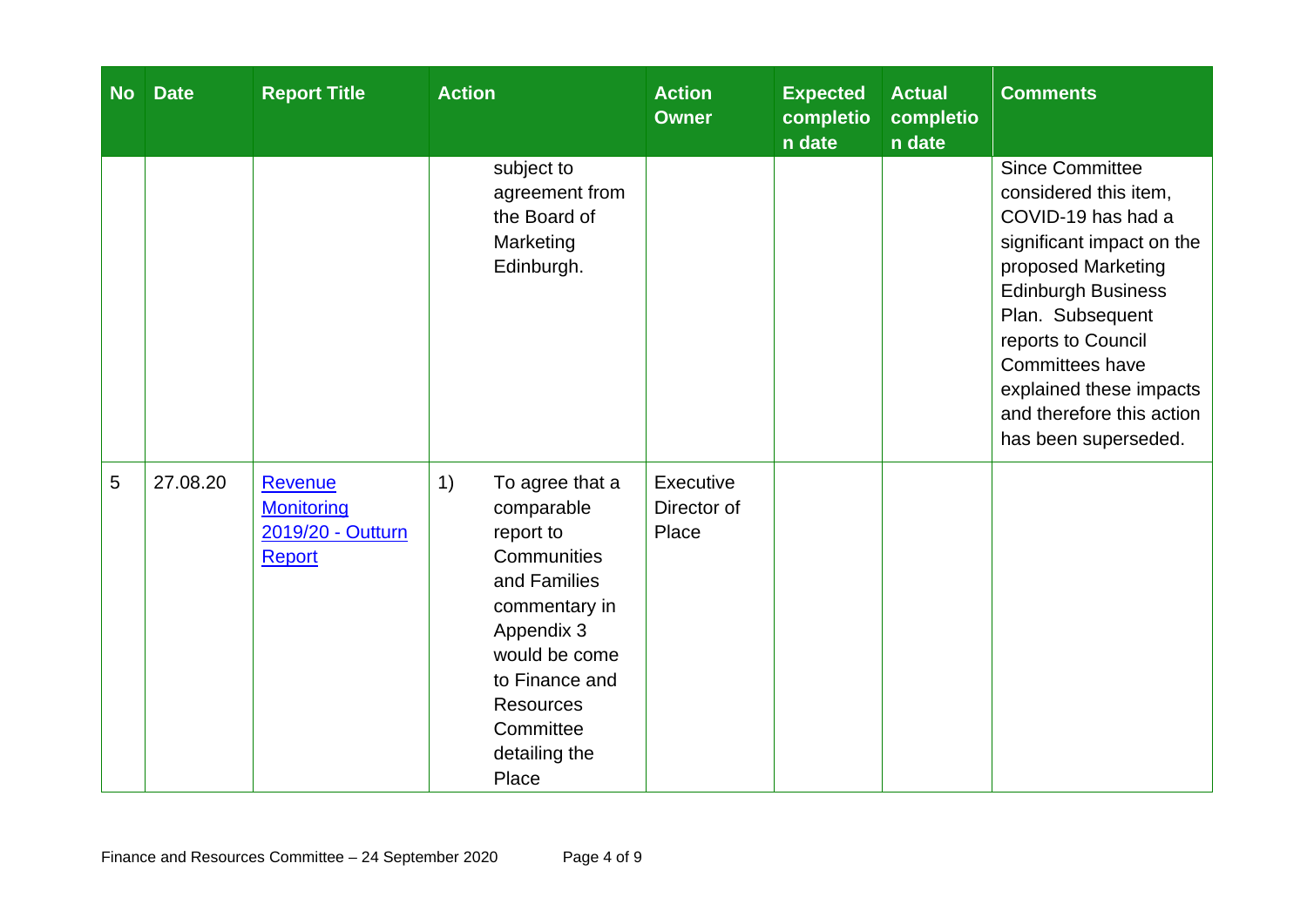| No | Date | Report Title | Action | Action Owner | Expected completion date | Actual completion date | Comments |
|---|---|---|---|---|---|---|---|
| | | | subject to agreement from the Board of Marketing Edinburgh. | | | | Since Committee considered this item, COVID-19 has had a significant impact on the proposed Marketing Edinburgh Business Plan. Subsequent reports to Council Committees have explained these impacts and therefore this action has been superseded. |
| 5 | 27.08.20 | Revenue Monitoring 2019/20 - Outturn Report | 1) To agree that a comparable report to Communities and Families commentary in Appendix 3 would be come to Finance and Resources Committee detailing the Place | Executive Director of Place | | | |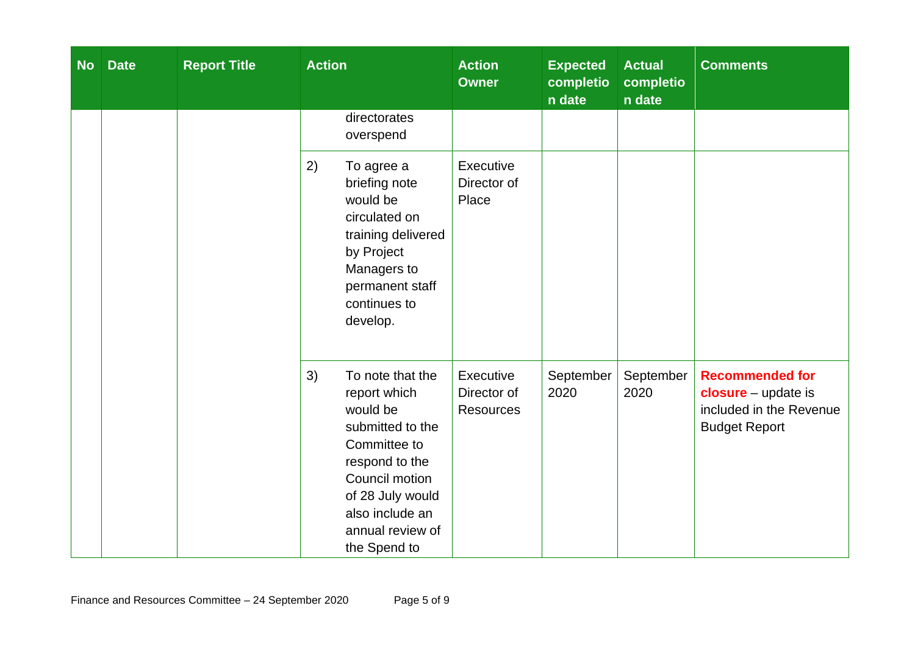| No | Date | Report Title | Action | Action Owner | Expected completion date | Actual completion date | Comments |
|---|---|---|---|---|---|---|---|
| | | | directorates overspend | | | | |
| | | | 2) To agree a briefing note would be circulated on training delivered by Project Managers to permanent staff continues to develop. | Executive Director of Place | | | |
| | | | 3) To note that the report which would be submitted to the Committee to respond to the Council motion of 28 July would also include an annual review of the Spend to | Executive Director of Resources | September 2020 | September 2020 | **Recommended for closure** – update is included in the Revenue Budget Report |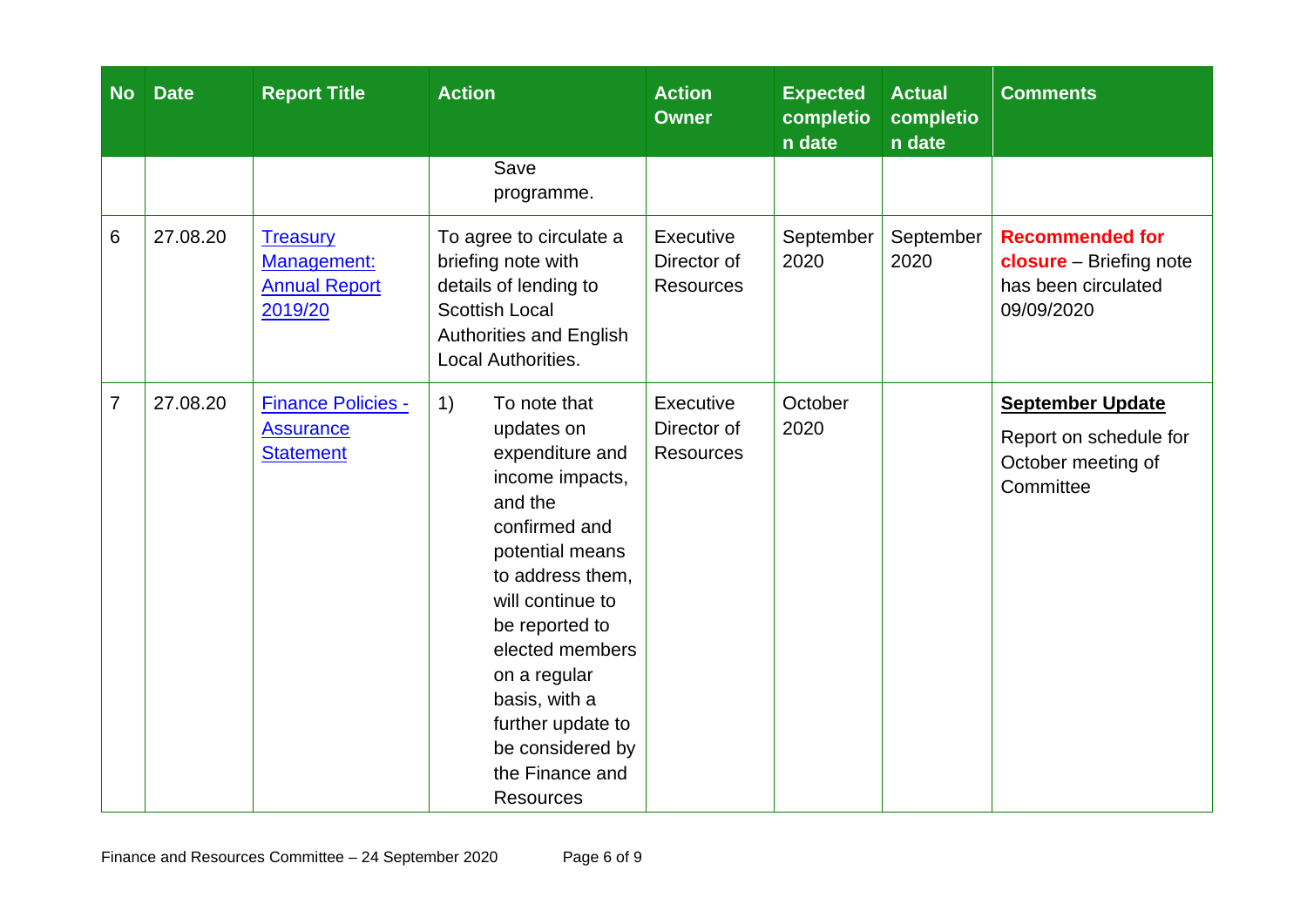| No | Date | Report Title | Action | Action Owner | Expected completion date | Actual completion date | Comments |
|---|---|---|---|---|---|---|---|
| | | | Save programme. | | | | |
| 6 | 27.08.20 | Treasury Management: Annual Report 2019/20 | To agree to circulate a briefing note with details of lending to Scottish Local Authorities and English Local Authorities. | Executive Director of Resources | September 2020 | September 2020 | **Recommended for closure** – Briefing note has been circulated 09/09/2020 |
| 7 | 27.08.20 | Finance Policies - Assurance Statement | 1) To note that updates on expenditure and income impacts, and the confirmed and potential means to address them, will continue to be reported to elected members on a regular basis, with a further update to be considered by the Finance and Resources | Executive Director of Resources | October 2020 | | **September Update** Report on schedule for October meeting of Committee |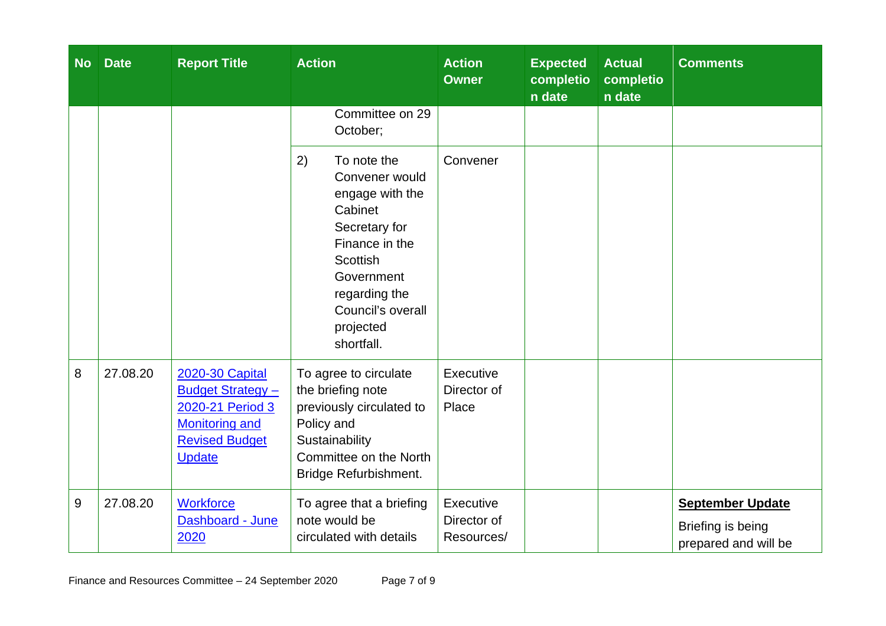| No | Date | Report Title | Action | Action Owner | Expected completion date | Actual completion date | Comments |
|---|---|---|---|---|---|---|---|
| | | | Committee on 29 October; | | | | |
| | | | 2) To note the Convener would engage with the Cabinet Secretary for Finance in the Scottish Government regarding the Council's overall projected shortfall. | Convener | | | |
| 8 | 27.08.20 | 2020-30 Capital Budget Strategy – 2020-21 Period 3 Monitoring and Revised Budget Update | To agree to circulate the briefing note previously circulated to Policy and Sustainability Committee on the North Bridge Refurbishment. | Executive Director of Place | | | |
| 9 | 27.08.20 | Workforce Dashboard - June 2020 | To agree that a briefing note would be circulated with details | Executive Director of Resources/ | | | **September Update** Briefing is being prepared and will be |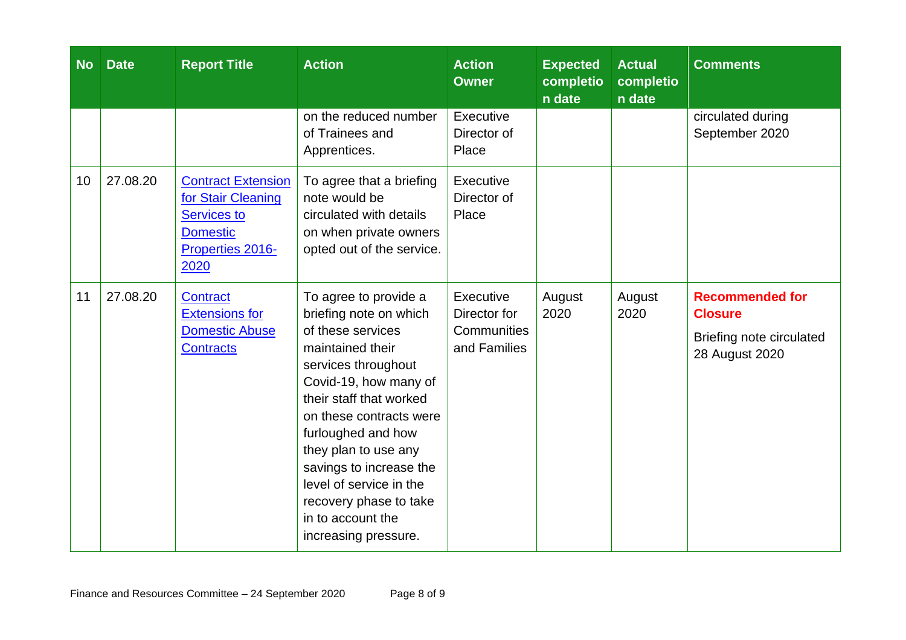| No | Date | Report Title | Action | Action Owner | Expected completion date | Actual completion date | Comments |
|---|---|---|---|---|---|---|---|
| | | | on the reduced number of Trainees and Apprentices. | Executive Director of Place | | | circulated during September 2020 |
| 10 | 27.08.20 | [Contract Extension for Stair Cleaning Services to Domestic Properties 2016-2020]() | To agree that a briefing note would be circulated with details on when private owners opted out of the service. | Executive Director of Place | | | |
| 11 | 27.08.20 | [Contract Extensions for Domestic Abuse Contracts]() | To agree to provide a briefing note on which of these services maintained their services throughout Covid-19, how many of their staff that worked on these contracts were furloughed and how they plan to use any savings to increase the level of service in the recovery phase to take in to account the increasing pressure. | Executive Director for Communities and Families | August 2020 | August 2020 | **Recommended for Closure**<br><br>Briefing note circulated 28 August 2020 |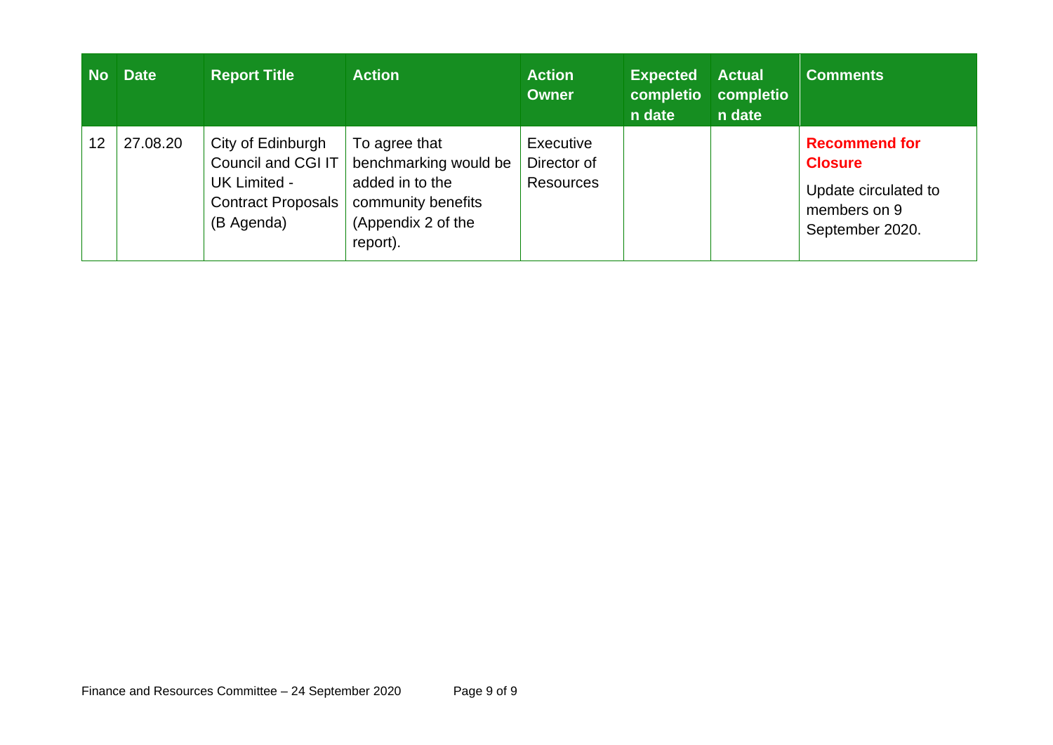| No | Date | Report Title | Action | Action Owner | Expected completion date | Actual completion date | Comments |
|---|---|---|---|---|---|---|---|
| 12 | 27.08.20 | City of Edinburgh Council and CGI IT UK Limited - Contract Proposals (B Agenda) | To agree that benchmarking would be added in to the community benefits (Appendix 2 of the report). | Executive Director of Resources | | | **Recommend for Closure** Update circulated to members on 9 September 2020. |